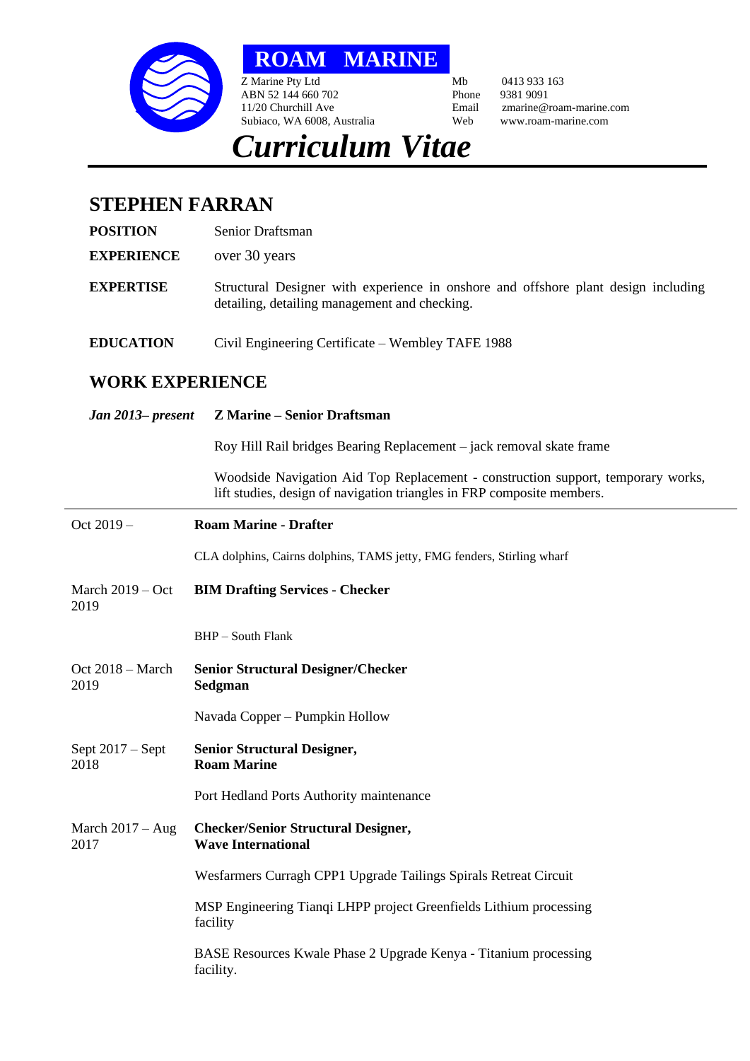**ROAM MARINE**

Z Marine Pty Ltd
ABN 52 144 660 702
11/20 Churchill Ave
Subiaco, WA 6008, Australia

Mb 0413 933 163
Phone 9381 9091
Email zmarine@roam-marine.com
Web www.roam-marine.com

# *Curriculum Vitae*

## STEPHEN FARRAN

**POSITION** Senior Draftsman

**EXPERIENCE** over 30 years

**EXPERTISE** Structural Designer with experience in onshore and offshore plant design including detailing, detailing management and checking.

**EDUCATION** Civil Engineering Certificate – Wembley TAFE 1988

## WORK EXPERIENCE

***Jan 2013– present*** **Z Marine – Senior Draftsman**

Roy Hill Rail bridges Bearing Replacement – jack removal skate frame

Woodside Navigation Aid Top Replacement - construction support, temporary works, lift studies, design of navigation triangles in FRP composite members.

---

Oct 2019 – **Roam Marine - Drafter**

CLA dolphins, Cairns dolphins, TAMS jetty, FMG fenders, Stirling wharf

March 2019 – Oct 2019 **BIM Drafting Services - Checker**

BHP – South Flank

Oct 2018 – March 2019 **Senior Structural Designer/Checker Sedgman**

Navada Copper – Pumpkin Hollow

Sept 2017 – Sept 2018 **Senior Structural Designer, Roam Marine**

Port Hedland Ports Authority maintenance

March 2017 – Aug 2017 **Checker/Senior Structural Designer, Wave International**

Wesfarmers Curragh CPP1 Upgrade Tailings Spirals Retreat Circuit

MSP Engineering Tianqi LHPP project Greenfields Lithium processing facility

BASE Resources Kwale Phase 2 Upgrade Kenya - Titanium processing facility.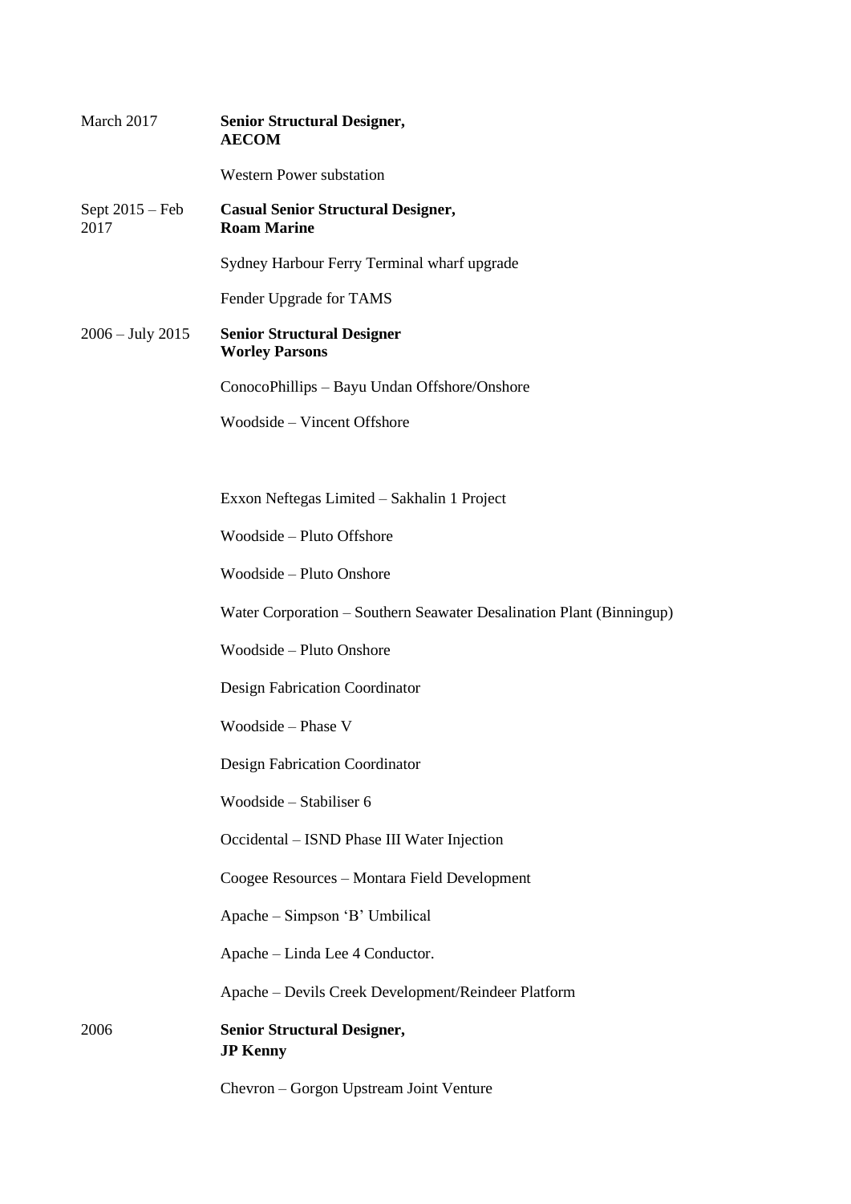March 2017 **Senior Structural Designer, AECOM**

Western Power substation

Sept 2015 – Feb 2017 **Casual Senior Structural Designer, Roam Marine**

Sydney Harbour Ferry Terminal wharf upgrade

Fender Upgrade for TAMS

2006 – July 2015 **Senior Structural Designer Worley Parsons**

ConocoPhillips – Bayu Undan Offshore/Onshore

Woodside – Vincent Offshore

Exxon Neftegas Limited – Sakhalin 1 Project

Woodside – Pluto Offshore

Woodside – Pluto Onshore

Water Corporation – Southern Seawater Desalination Plant (Binningup)

Woodside – Pluto Onshore

Design Fabrication Coordinator

Woodside – Phase V

Design Fabrication Coordinator

Woodside – Stabiliser 6

Occidental – ISND Phase III Water Injection

Coogee Resources – Montara Field Development

Apache – Simpson 'B' Umbilical

Apache – Linda Lee 4 Conductor.

Apache – Devils Creek Development/Reindeer Platform

2006 **Senior Structural Designer, JP Kenny**

Chevron – Gorgon Upstream Joint Venture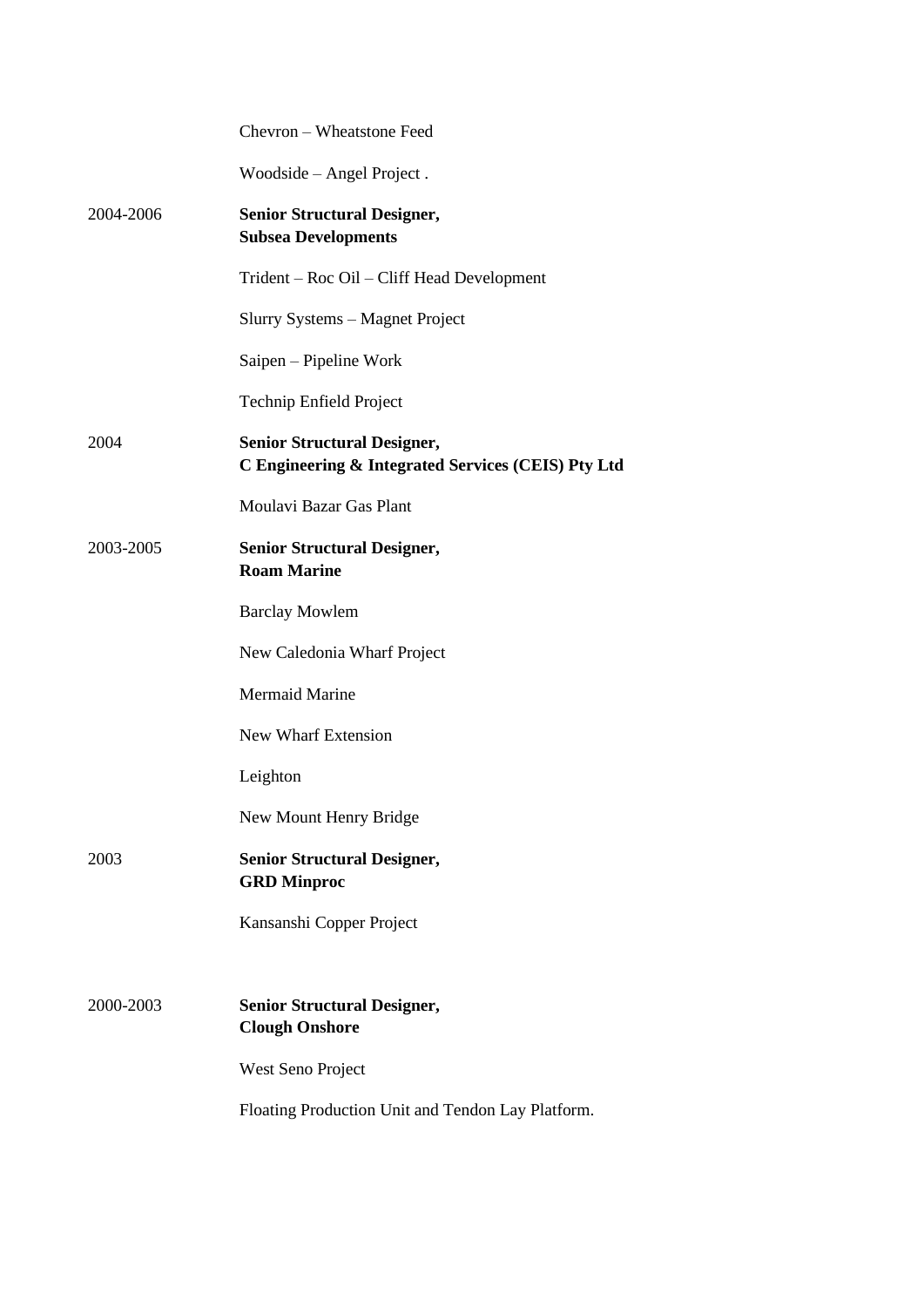Chevron – Wheatstone Feed

Woodside – Angel Project .

2004-2006 **Senior Structural Designer,**
**Subsea Developments**

Trident – Roc Oil – Cliff Head Development

Slurry Systems – Magnet Project

Saipen – Pipeline Work

Technip Enfield Project

2004 **Senior Structural Designer,**
**C Engineering & Integrated Services (CEIS) Pty Ltd**

Moulavi Bazar Gas Plant

2003-2005 **Senior Structural Designer,**
**Roam Marine**

Barclay Mowlem

New Caledonia Wharf Project

Mermaid Marine

New Wharf Extension

Leighton

New Mount Henry Bridge

2003 **Senior Structural Designer,**
**GRD Minproc**

Kansanshi Copper Project

2000-2003 **Senior Structural Designer,**
**Clough Onshore**

West Seno Project

Floating Production Unit and Tendon Lay Platform.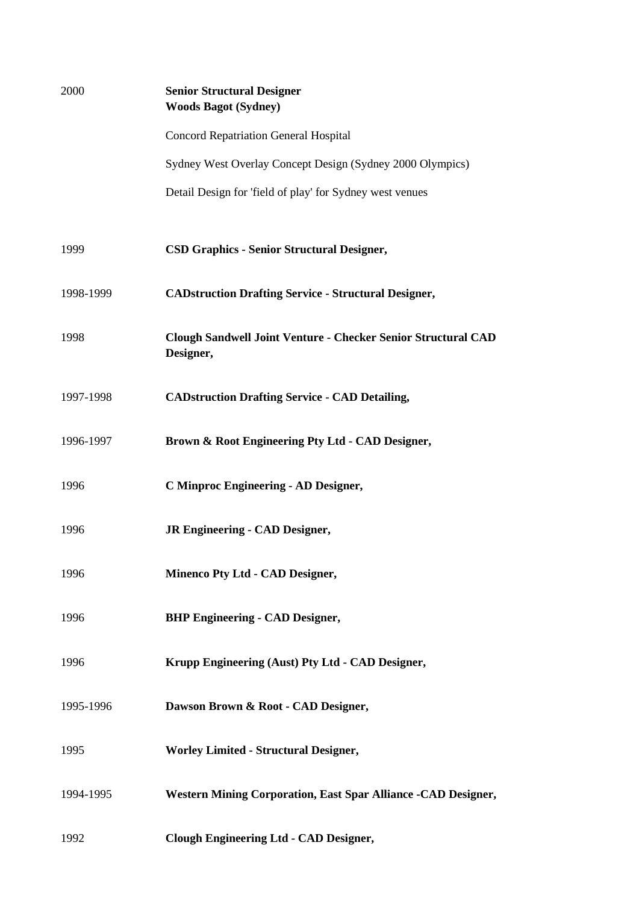| | |
|---|---|
| 2000 | **Senior Structural Designer**<br>**Woods Bagot (Sydney)**<br><br>Concord Repatriation General Hospital<br><br>Sydney West Overlay Concept Design (Sydney 2000 Olympics)<br><br>Detail Design for 'field of play' for Sydney west venues |
| 1999 | **CSD Graphics - Senior Structural Designer,** |
| 1998-1999 | **CADstruction Drafting Service - Structural Designer,** |
| 1998 | **Clough Sandwell Joint Venture - Checker Senior Structural CAD Designer,** |
| 1997-1998 | **CADstruction Drafting Service - CAD Detailing,** |
| 1996-1997 | **Brown & Root Engineering Pty Ltd - CAD Designer,** |
| 1996 | **C Minproc Engineering - AD Designer,** |
| 1996 | **JR Engineering - CAD Designer,** |
| 1996 | **Minenco Pty Ltd - CAD Designer,** |
| 1996 | **BHP Engineering - CAD Designer,** |
| 1996 | **Krupp Engineering (Aust) Pty Ltd - CAD Designer,** |
| 1995-1996 | **Dawson Brown & Root - CAD Designer,** |
| 1995 | **Worley Limited - Structural Designer,** |
| 1994-1995 | **Western Mining Corporation, East Spar Alliance -CAD Designer,** |
| 1992 | **Clough Engineering Ltd - CAD Designer,** |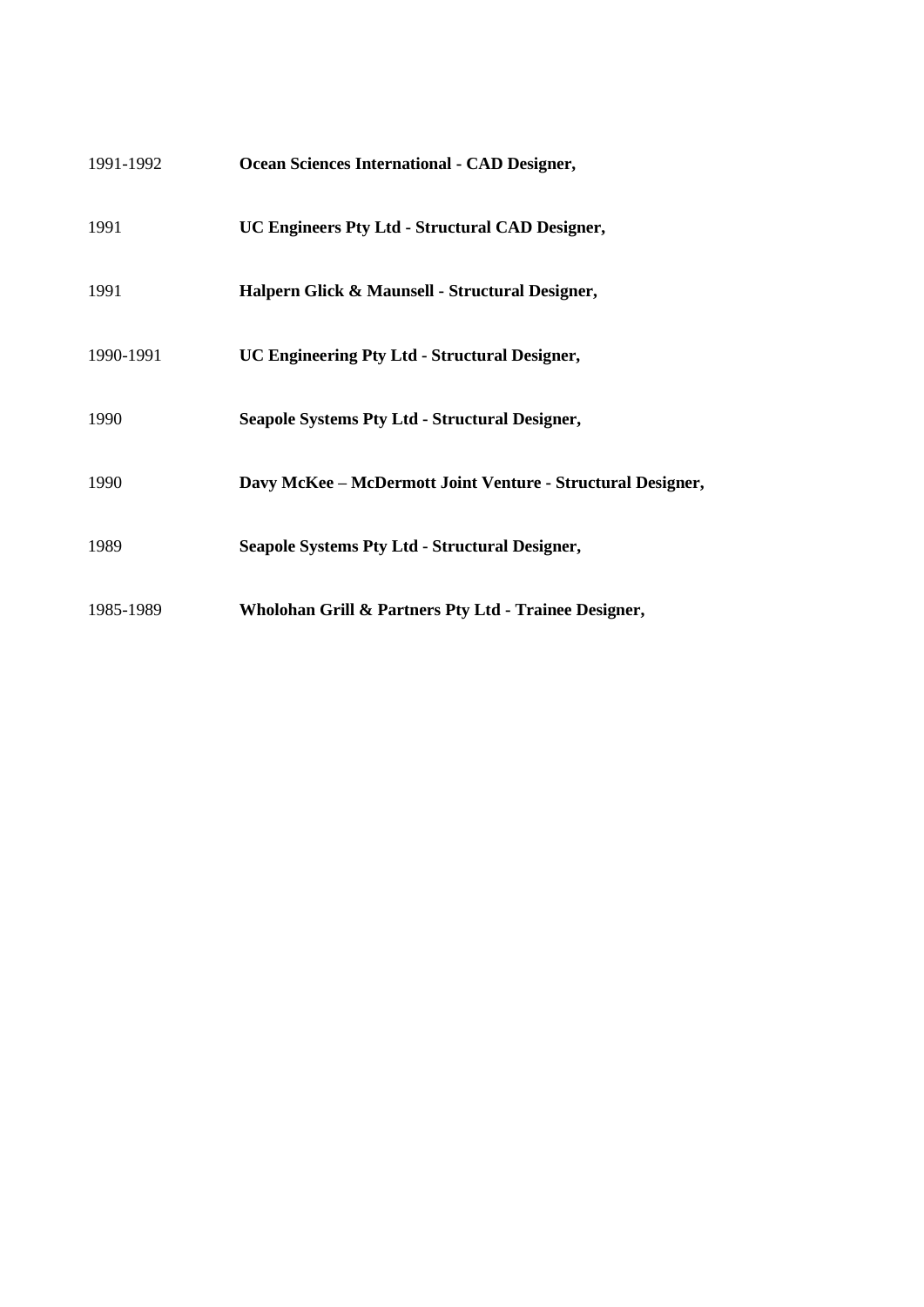1991-1992 **Ocean Sciences International - CAD Designer,**

1991 **UC Engineers Pty Ltd - Structural CAD Designer,**

1991 **Halpern Glick & Maunsell - Structural Designer,**

1990-1991 **UC Engineering Pty Ltd - Structural Designer,**

1990 **Seapole Systems Pty Ltd - Structural Designer,**

1990 **Davy McKee – McDermott Joint Venture - Structural Designer,**

1989 **Seapole Systems Pty Ltd - Structural Designer,**

1985-1989 **Wholohan Grill & Partners Pty Ltd - Trainee Designer,**